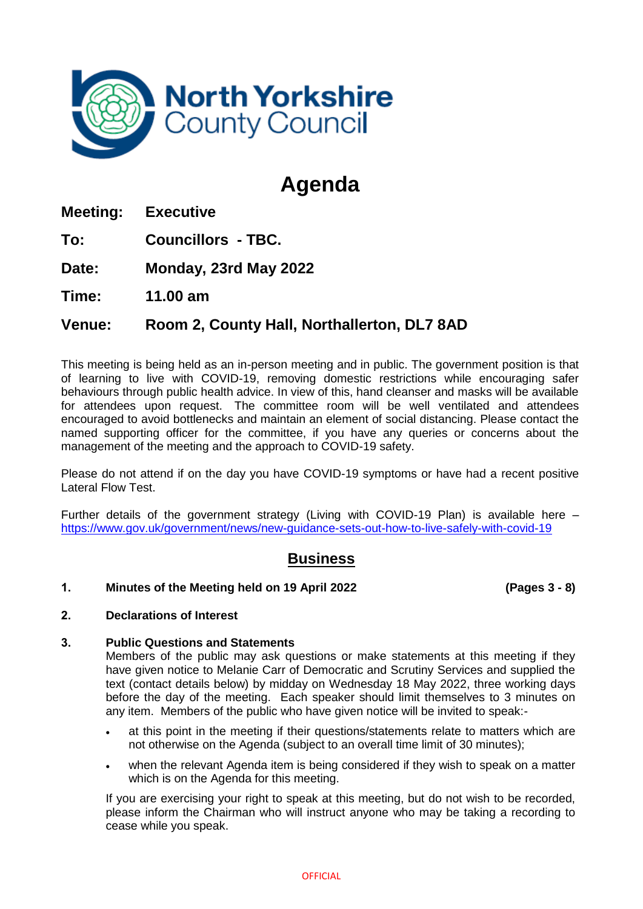North Yorkshire County Council

# Agenda

**Meeting:** **Executive**

**To:** **Councillors - TBC.**

**Date:** **Monday, 23rd May 2022**

**Time:** **11.00 am**

**Venue:** **Room 2, County Hall, Northallerton, DL7 8AD**

This meeting is being held as an in-person meeting and in public. The government position is that of learning to live with COVID-19, removing domestic restrictions while encouraging safer behaviours through public health advice. In view of this, hand cleanser and masks will be available for attendees upon request. The committee room will be well ventilated and attendees encouraged to avoid bottlenecks and maintain an element of social distancing. Please contact the named supporting officer for the committee, if you have any queries or concerns about the management of the meeting and the approach to COVID-19 safety.

Please do not attend if on the day you have COVID-19 symptoms or have had a recent positive Lateral Flow Test.

Further details of the government strategy (Living with COVID-19 Plan) is available here – https://www.gov.uk/government/news/new-guidance-sets-out-how-to-live-safely-with-covid-19

## Business

**1. Minutes of the Meeting held on 19 April 2022** **(Pages 3 - 8)**

**2. Declarations of Interest**

**3. Public Questions and Statements**

Members of the public may ask questions or make statements at this meeting if they have given notice to Melanie Carr of Democratic and Scrutiny Services and supplied the text (contact details below) by midday on Wednesday 18 May 2022, three working days before the day of the meeting. Each speaker should limit themselves to 3 minutes on any item. Members of the public who have given notice will be invited to speak:-

- at this point in the meeting if their questions/statements relate to matters which are not otherwise on the Agenda (subject to an overall time limit of 30 minutes);
- when the relevant Agenda item is being considered if they wish to speak on a matter which is on the Agenda for this meeting.

If you are exercising your right to speak at this meeting, but do not wish to be recorded, please inform the Chairman who will instruct anyone who may be taking a recording to cease while you speak.

OFFICIAL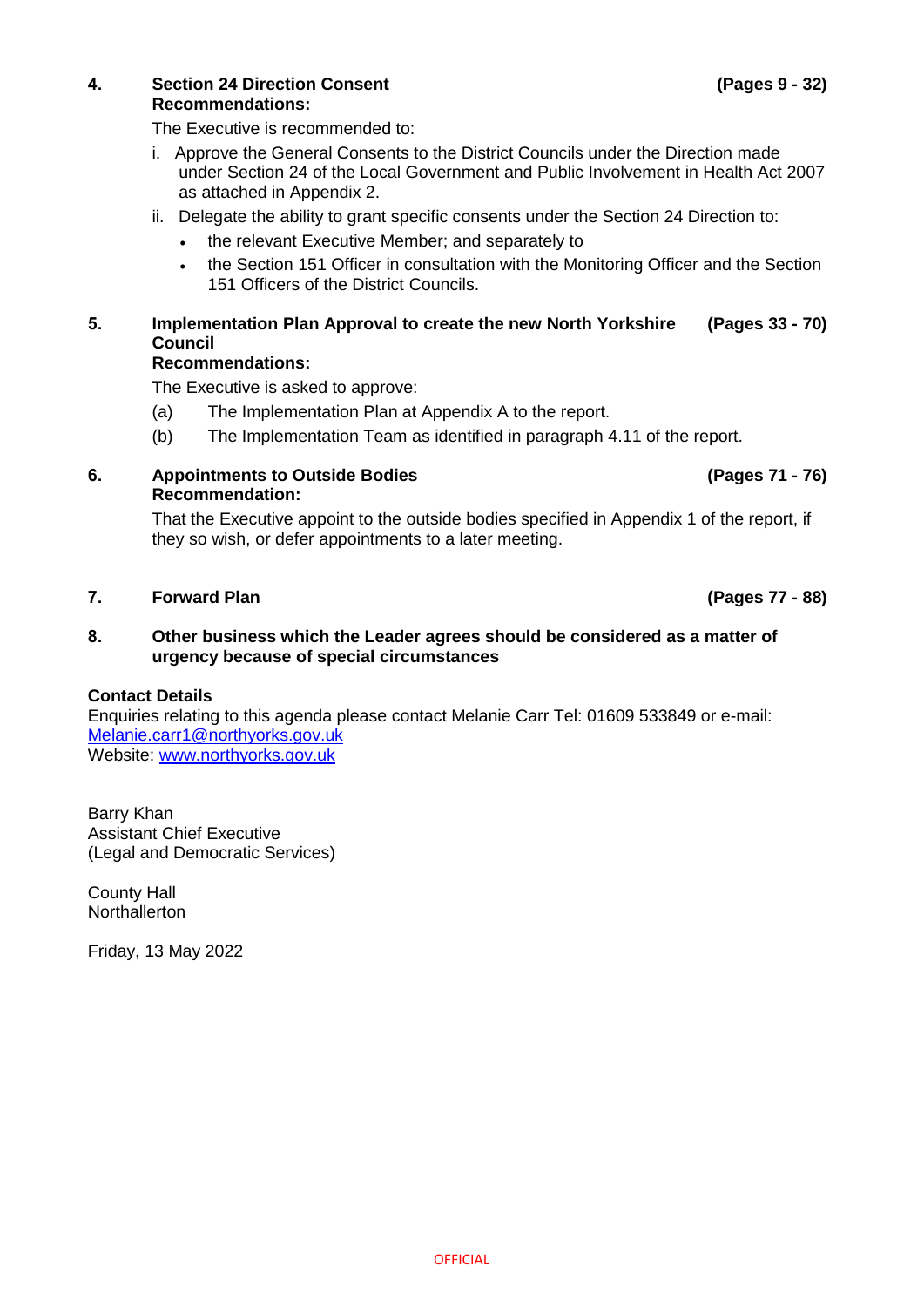**4. Section 24 Direction Consent** **(Pages 9 - 32)**
**Recommendations:**

The Executive is recommended to:

i. Approve the General Consents to the District Councils under the Direction made under Section 24 of the Local Government and Public Involvement in Health Act 2007 as attached in Appendix 2.

ii. Delegate the ability to grant specific consents under the Section 24 Direction to:

- the relevant Executive Member; and separately to
- the Section 151 Officer in consultation with the Monitoring Officer and the Section 151 Officers of the District Councils.

**5. Implementation Plan Approval to create the new North Yorkshire Council** **(Pages 33 - 70)**
**Recommendations:**

The Executive is asked to approve:

(a) The Implementation Plan at Appendix A to the report.

(b) The Implementation Team as identified in paragraph 4.11 of the report.

**6. Appointments to Outside Bodies** **(Pages 71 - 76)**
**Recommendation:**

That the Executive appoint to the outside bodies specified in Appendix 1 of the report, if they so wish, or defer appointments to a later meeting.

**7. Forward Plan** **(Pages 77 - 88)**

**8. Other business which the Leader agrees should be considered as a matter of urgency because of special circumstances**

**Contact Details**
Enquiries relating to this agenda please contact Melanie Carr Tel: 01609 533849 or e-mail: Melanie.carr1@northyorks.gov.uk
Website: www.northyorks.gov.uk

Barry Khan
Assistant Chief Executive
(Legal and Democratic Services)

County Hall
Northallerton

Friday, 13 May 2022